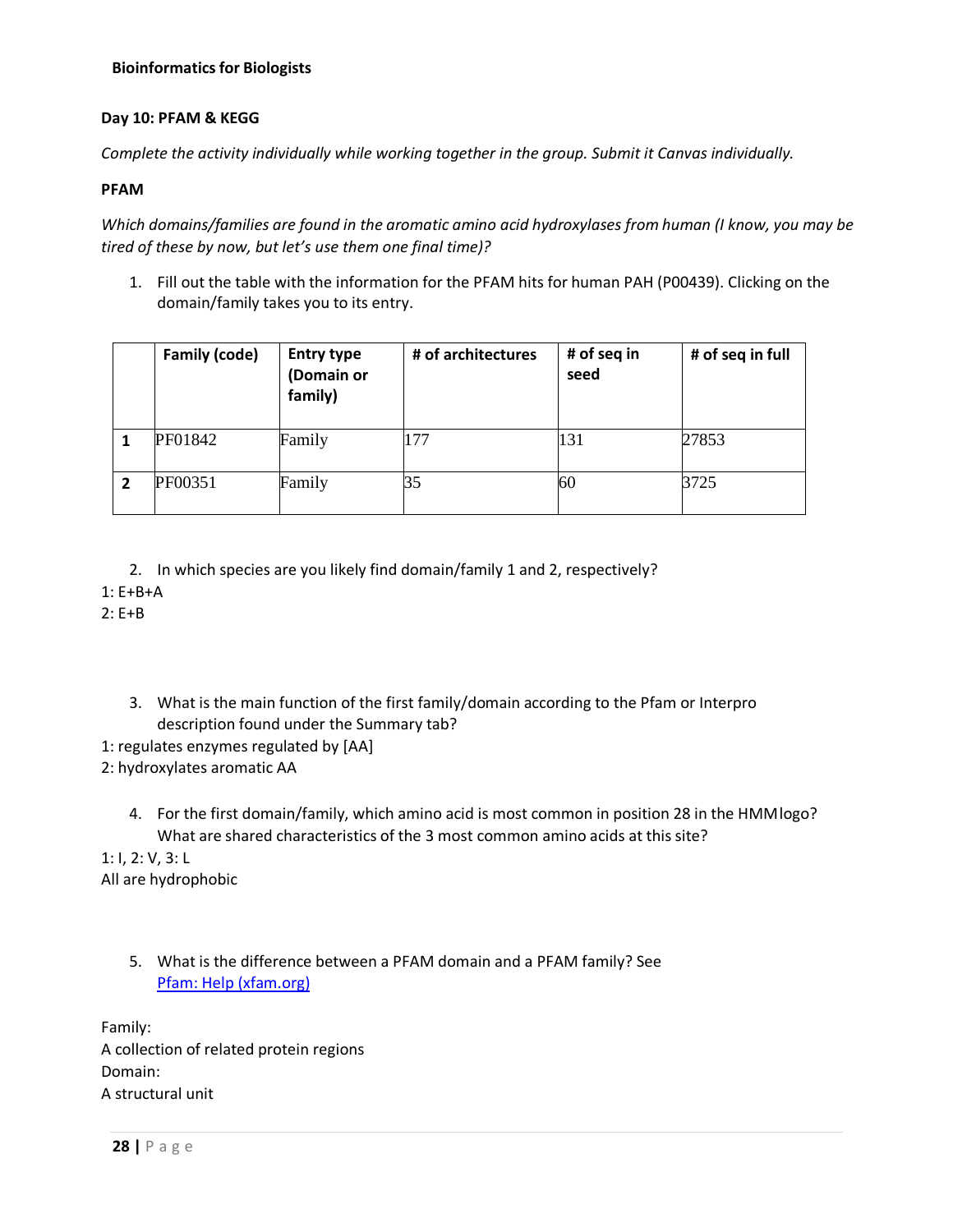**Bioinformatics for Biologists**

**Day 10: PFAM & KEGG**

*Complete the activity individually while working together in the group. Submit it Canvas individually.*

**PFAM**

*Which domains/families are found in the aromatic amino acid hydroxylases from human (I know, you may be tired of these by now, but let's use them one final time)?*

1. Fill out the table with the information for the PFAM hits for human PAH (P00439). Clicking on the domain/family takes you to its entry.

| | Family (code) | Entry type (Domain or family) | # of architectures | # of seq in seed | # of seq in full |
|---|---|---|---|---|---|
| **1** | PF01842 | Family | 177 | 131 | 27853 |
| **2** | PF00351 | Family | 35 | 60 | 3725 |

2. In which species are you likely find domain/family 1 and 2, respectively?

1: E+B+A
2: E+B

3. What is the main function of the first family/domain according to the Pfam or Interpro description found under the Summary tab?

1: regulates enzymes regulated by [AA]
2: hydroxylates aromatic AA

4. For the first domain/family, which amino acid is most common in position 28 in the HMMlogo? What are shared characteristics of the 3 most common amino acids at this site?

1: I, 2: V, 3: L
All are hydrophobic

5. What is the difference between a PFAM domain and a PFAM family? See [Pfam: Help (xfam.org)]()

Family:
A collection of related protein regions
Domain:
A structural unit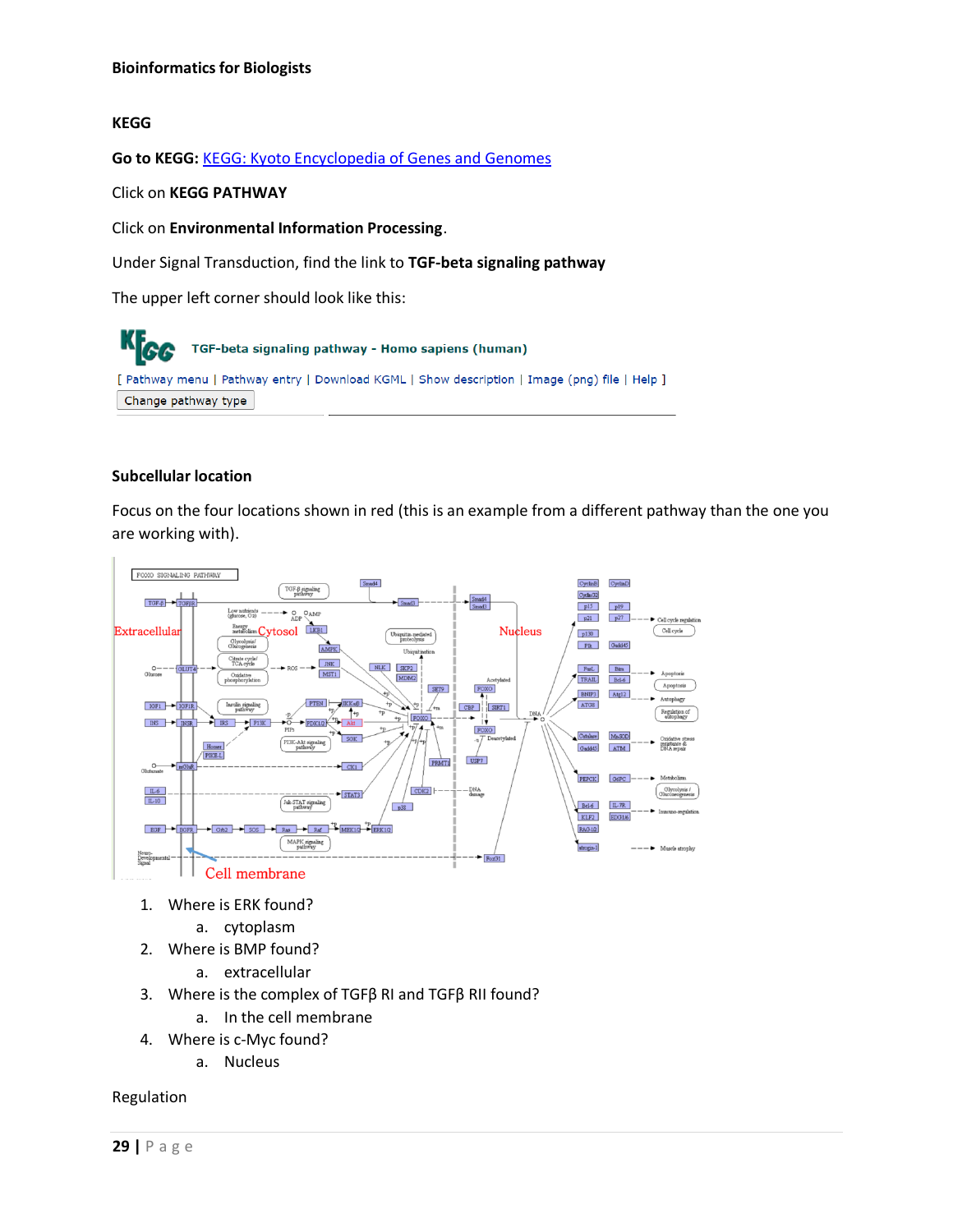**Bioinformatics for Biologists**

**KEGG**

**Go to KEGG:** [KEGG: Kyoto Encyclopedia of Genes and Genomes]

Click on **KEGG PATHWAY**

Click on **Environmental Information Processing**.

Under Signal Transduction, find the link to **TGF-beta signaling pathway**

The upper left corner should look like this:

**Subcellular location**

Focus on the four locations shown in red (this is an example from a different pathway than the one you are working with).

1. Where is ERK found?
   a. cytoplasm
2. Where is BMP found?
   a. extracellular
3. Where is the complex of TGFβ RI and TGFβ RII found?
   a. In the cell membrane
4. Where is c-Myc found?
   a. Nucleus

Regulation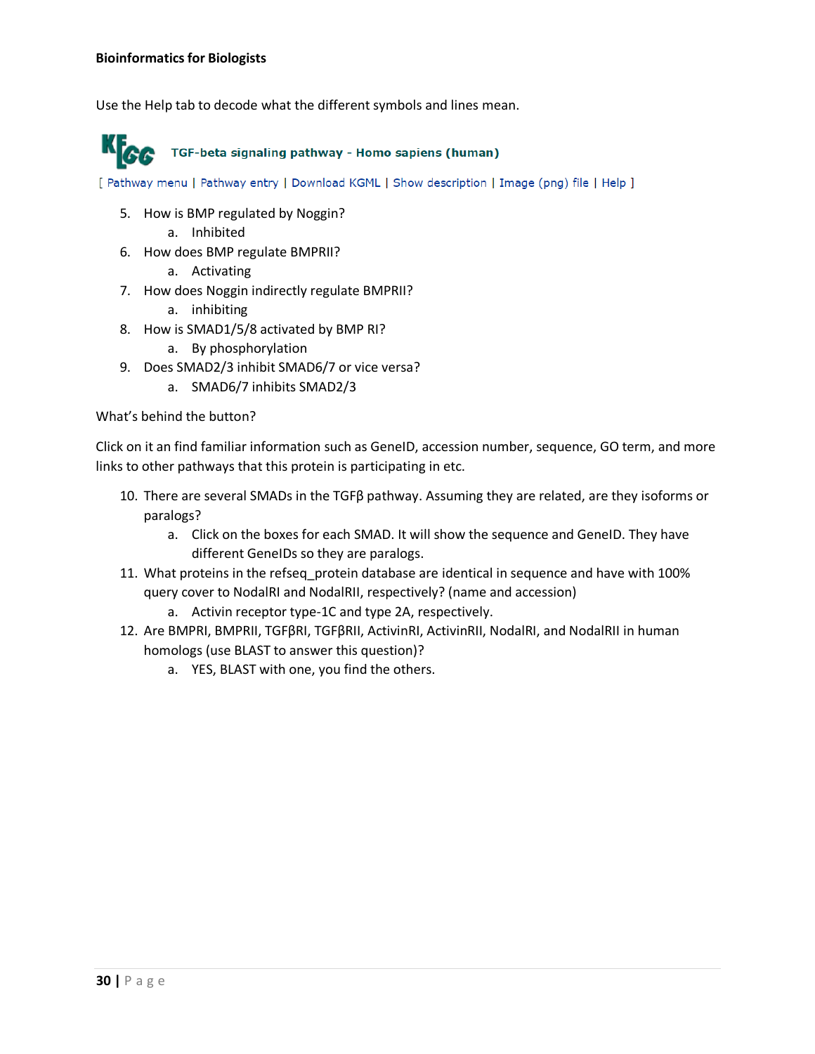Use the Help tab to decode what the different symbols and lines mean.

KEGG TGF-beta signaling pathway - Homo sapiens (human)

[ Pathway menu | Pathway entry | Download KGML | Show description | Image (png) file | Help ]

5. How is BMP regulated by Noggin?
   a. Inhibited
6. How does BMP regulate BMPRII?
   a. Activating
7. How does Noggin indirectly regulate BMPRII?
   a. inhibiting
8. How is SMAD1/5/8 activated by BMP RI?
   a. By phosphorylation
9. Does SMAD2/3 inhibit SMAD6/7 or vice versa?
   a. SMAD6/7 inhibits SMAD2/3

What's behind the button?

Click on it an find familiar information such as GeneID, accession number, sequence, GO term, and more links to other pathways that this protein is participating in etc.

10. There are several SMADs in the TGFβ pathway. Assuming they are related, are they isoforms or paralogs?
    a. Click on the boxes for each SMAD. It will show the sequence and GeneID. They have different GeneIDs so they are paralogs.
11. What proteins in the refseq_protein database are identical in sequence and have with 100% query cover to NodalRI and NodalRII, respectively? (name and accession)
    a. Activin receptor type-1C and type 2A, respectively.
12. Are BMPRI, BMPRII, TGFβRI, TGFβRII, ActivinRI, ActivinRII, NodalRI, and NodalRII in human homologs (use BLAST to answer this question)?
    a. YES, BLAST with one, you find the others.